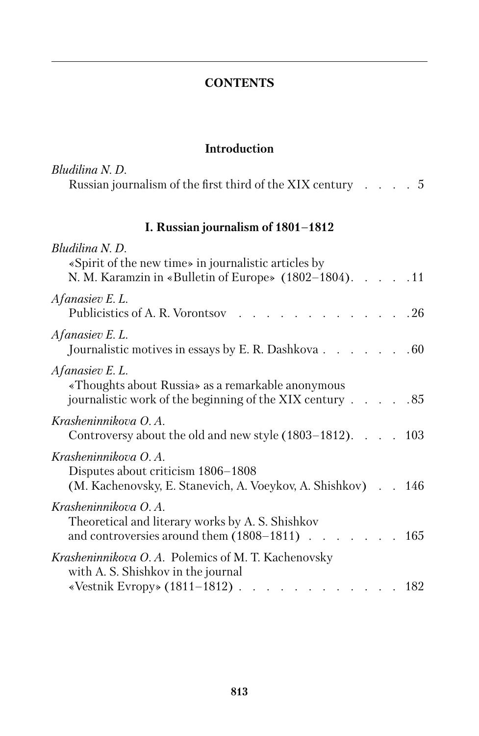# CONTENTS

## Introduction

*Bludilina N. D.*
Russian journalism of the first third of the XIX century . . . . 5

## I. Russian journalism of 1801–1812

*Bludilina N. D.*
«Spirit of the new time» in journalistic articles by N. M. Karamzin in «Bulletin of Europe» (1802–1804). . . . . 11

*Afanasiev E. L.*
Publicistics of A. R. Vorontsov . . . . . . . . . . . . . 26

*Afanasiev E. L.*
Journalistic motives in essays by E. R. Dashkova . . . . . . . 60

*Afanasiev E. L.*
«Thoughts about Russia» as a remarkable anonymous journalistic work of the beginning of the XIX century . . . . . 85

*Krasheninnikova O. A.*
Controversy about the old and new style (1803–1812). . . . 103

*Krasheninnikova O. A.*
Disputes about criticism 1806–1808 (M. Kachenovsky, E. Stanevich, A. Voeykov, A. Shishkov) . . 146

*Krasheninnikova O. A.*
Theoretical and literary works by A. S. Shishkov and controversies around them (1808–1811) . . . . . . . 165

*Krasheninnikova O. A.* Polemics of M. T. Kachenovsky with A. S. Shishkov in the journal «Vestnik Evropy» (1811–1812) . . . . . . . . . . . . 182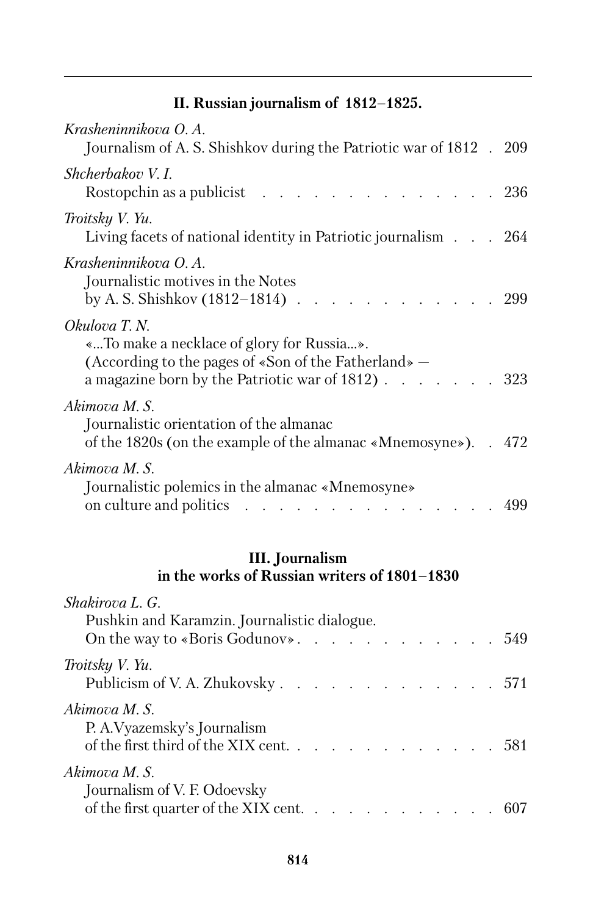## II. Russian journalism of 1812–1825.

*Krasheninnikova O. A.*
Journalism of A. S. Shishkov during the Patriotic war of 1812 . 209

*Shcherbakov V. I.*
Rostopchin as a publicist . . . . . . . . . . . . . . . 236

*Troitsky V. Yu.*
Living facets of national identity in Patriotic journalism . . . 264

*Krasheninnikova O. A.*
Journalistic motives in the Notes
by A. S. Shishkov (1812–1814) . . . . . . . . . . . . 299

*Okulova T. N.*
«...To make a necklace of glory for Russia...».
(According to the pages of «Son of the Fatherland» —
a magazine born by the Patriotic war of 1812) . . . . . . . 323

*Akimova M. S.*
Journalistic orientation of the almanac
of the 1820s (on the example of the almanac «Mnemosyne»). . 472

*Akimova M. S.*
Journalistic polemics in the almanac «Mnemosyne»
on culture and politics . . . . . . . . . . . . . . . 499

## III. Journalism in the works of Russian writers of 1801–1830

*Shakirova L. G.*
Pushkin and Karamzin. Journalistic dialogue.
On the way to «Boris Godunov» . . . . . . . . . . . . 549

*Troitsky V. Yu.*
Publicism of V. A. Zhukovsky . . . . . . . . . . . . . 571

*Akimova M. S.*
P. A.Vyazemsky's Journalism
of the first third of the XIX cent. . . . . . . . . . . . . 581

*Akimova M. S.*
Journalism of V. F. Odoevsky
of the first quarter of the XIX cent. . . . . . . . . . . . 607